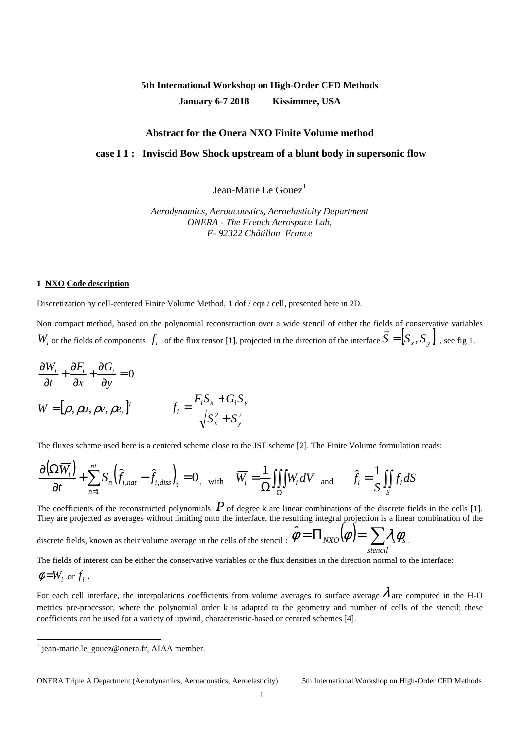**5th International Workshop on High-Order CFD Methods**

**January 6-7 2018 Kissimmee, USA**

## Abstract for the Onera NXO Finite Volume method

### case I 1 : Inviscid Bow Shock upstream of a blunt body in supersonic flow

Jean-Marie Le Gouez[1]

*Aerodynamics, Aeroacoustics, Aeroelasticity Department*
*ONERA - The French Aerospace Lab,*
*F- 92322 Châtillon France*

#### 1 NXO Code description

Discretization by cell-centered Finite Volume Method, 1 dof / eqn / cell, presented here in 2D.

Non compact method, based on the polynomial reconstruction over a wide stencil of either the fields of conservative variables $W_i$ or the fields of components $f_i$ of the flux tensor [1], projected in the direction of the interface $\vec{S} = [S_x, S_y]$ , see fig 1.

$$\frac{\partial W_i}{\partial t} + \frac{\partial F_i}{\partial x} + \frac{\partial G_i}{\partial y} = 0$$

$$W = [\rho, \rho u, \rho v, \rho e_t]^T \qquad f_i = \frac{F_i S_x + G_i S_y}{\sqrt{S_x^2 + S_y^2}}$$

The fluxes scheme used here is a centered scheme close to the JST scheme [2]. The Finite Volume formulation reads:

$$\frac{\partial\left(\Omega \overline{W_i}\right)}{\partial t} + \sum_{n=1}^{ni} S_n \left(\hat{f}_{i,nat} - \hat{f}_{i,diss}\right)_n = 0, \quad \text{with} \quad \overline{W_i} = \frac{1}{\Omega}\iiint_{\Omega} W_i \, dV \quad \text{and} \quad \hat{f}_i = \frac{1}{S}\iint_{S} f_i \, dS$$

The coefficients of the reconstructed polynomials $P$ of degree k are linear combinations of the discrete fields in the cells [1]. They are projected as averages without limiting onto the interface, the resulting integral projection is a linear combination of the discrete fields, known as their volume average in the cells of the stencil : $\hat{\varphi} = \Pi_{NXO}\left(\overline{\varphi}\right) = \sum_{stencil} \lambda_s \overline{\varphi}_s$ .

The fields of interest can be either the conservative variables or the flux densities in the direction normal to the interface:

$\phi = W_i$ or $f_i$ .

For each cell interface, the interpolations coefficients from volume averages to surface average $\lambda$ are computed in the H-O metrics pre-processor, where the polynomial order k is adapted to the geometry and number of cells of the stencil; these coefficients can be used for a variety of upwind, characteristic-based or centred schemes [4].

---

[1] jean-marie.le_gouez@onera.fr, AIAA member.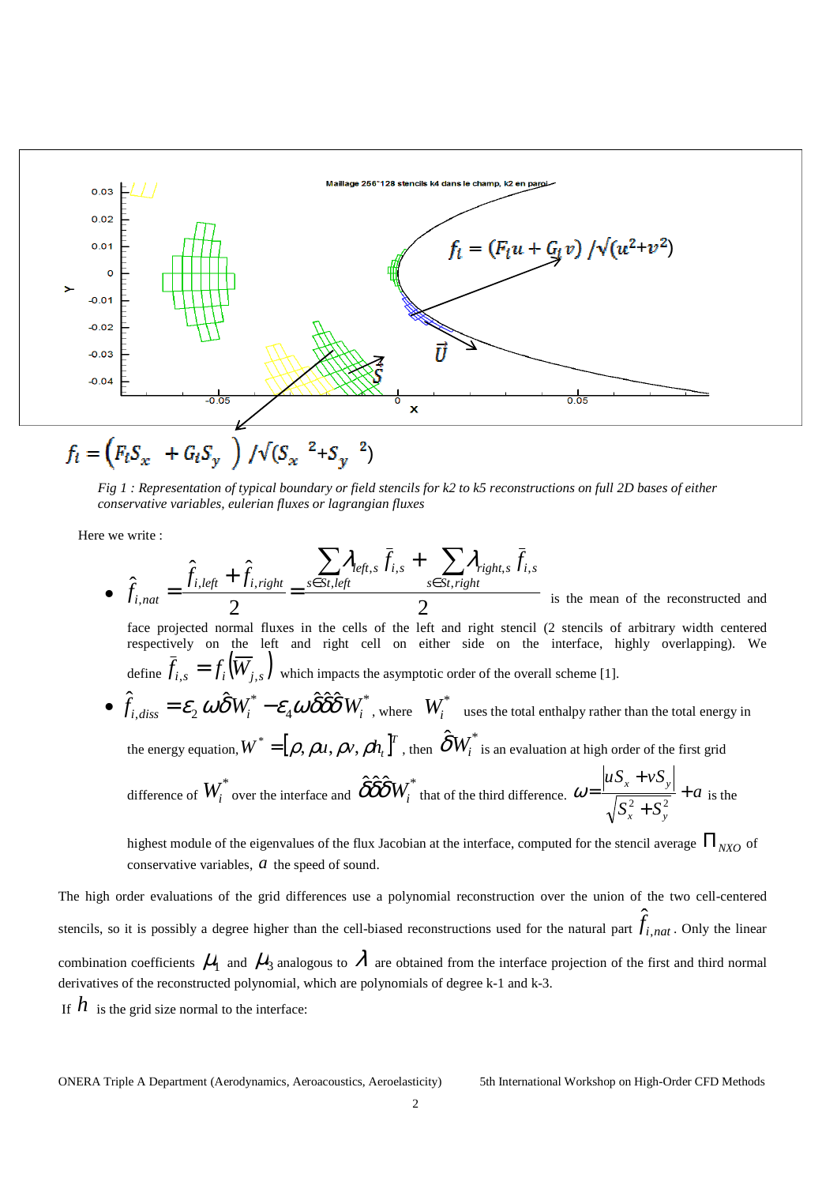$f_i = (F_i S_x + G_i S_y) / \sqrt{(S_x^2 + S_y^2)}$

*Fig 1 : Representation of typical boundary or field stencils for k2 to k5 reconstructions on full 2D bases of either conservative variables, eulerian fluxes or lagrangian fluxes*

Here we write :

- $\hat{f}_{i,nat} = \dfrac{\hat{f}_{i,left} + \hat{f}_{i,right}}{2} = \dfrac{\sum_{s \in St,left} \lambda_{left,s} \bar{f}_{i,s} + \sum_{s \in St,right} \lambda_{right,s} \bar{f}_{i,s}}{2}$ is the mean of the reconstructed and face projected normal fluxes in the cells of the left and right stencil (2 stencils of arbitrary width centered respectively on the left and right cell on either side on the interface, highly overlapping). We define $\bar{f}_{i,s} = f_i(\overline{W}_{j,s})$ which impacts the asymptotic order of the overall scheme [1].
- $\hat{f}_{i,diss} = \varepsilon_2 \, \omega \hat{\delta} W_i^* - \varepsilon_4 \omega \hat{\delta}\hat{\delta}\hat{\delta} W_i^*$, where $W_i^*$ uses the total enthalpy rather than the total energy in the energy equation, $W^* = [\rho, \rho u, \rho v, \rho h_t]^T$, then $\hat{\delta} W_i^*$ is an evaluation at high order of the first grid difference of $W_i^*$ over the interface and $\hat{\delta}\hat{\delta}\hat{\delta} W_i^*$ that of the third difference. $\omega = \dfrac{|uS_x + vS_y|}{\sqrt{S_x^2 + S_y^2}} + a$ is the highest module of the eigenvalues of the flux Jacobian at the interface, computed for the stencil average $\Pi_{NXO}$ of conservative variables, $a$ the speed of sound.

The high order evaluations of the grid differences use a polynomial reconstruction over the union of the two cell-centered stencils, so it is possibly a degree higher than the cell-biased reconstructions used for the natural part $\hat{f}_{i,nat}$. Only the linear combination coefficients $\mu_1$ and $\mu_3$ analogous to $\lambda$ are obtained from the interface projection of the first and third normal derivatives of the reconstructed polynomial, which are polynomials of degree k-1 and k-3.

If $h$ is the grid size normal to the interface: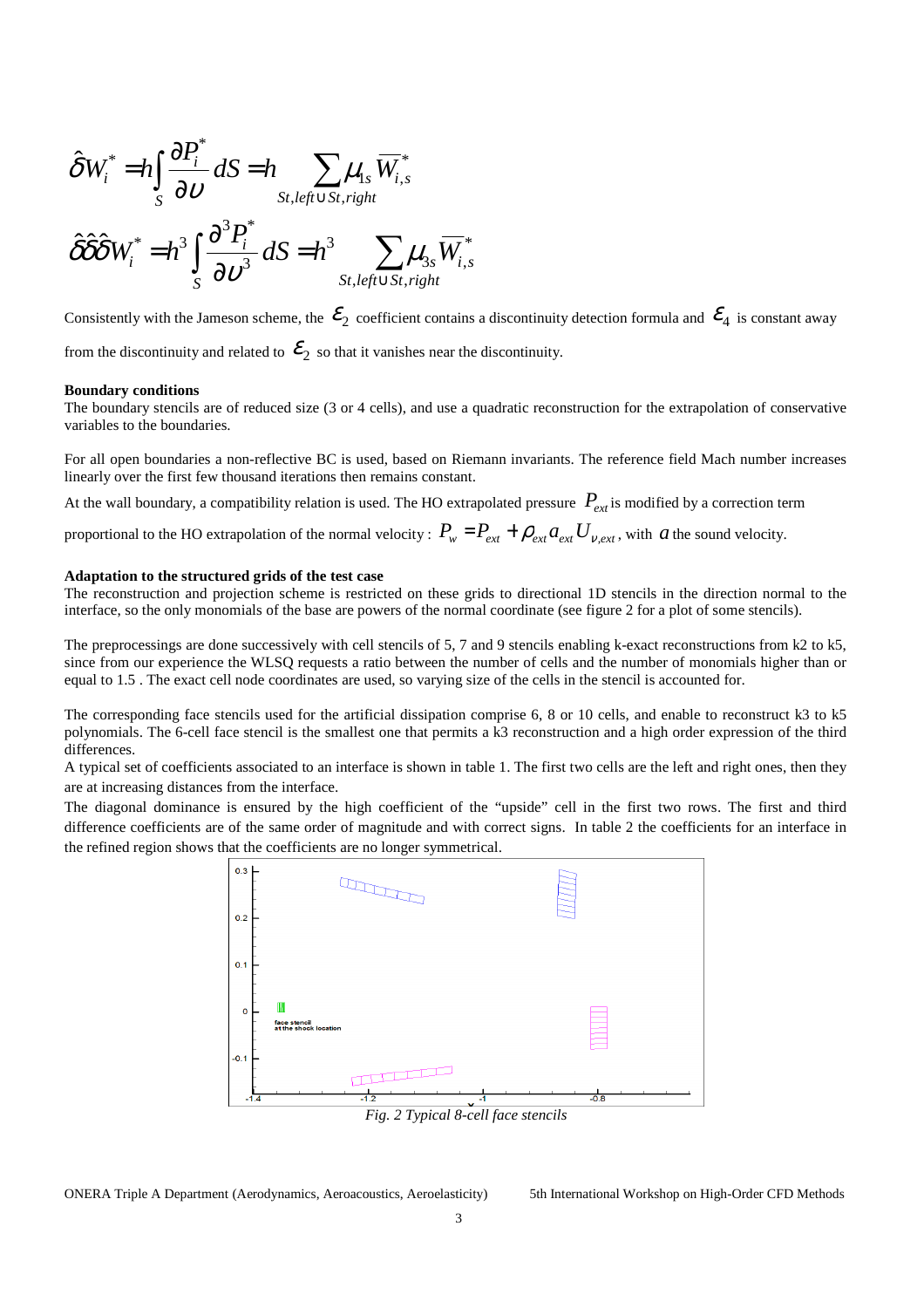$$\hat{\delta}W_i^* = h\int_S \frac{\partial P_i^*}{\partial \upsilon} dS = h \sum_{St,left \cup St,right} \mu_{1s} \overline{W}_{i,s}^*$$

$$\hat{\delta}\hat{\delta}\hat{\delta}W_i^* = h^3 \int_S \frac{\partial^3 P_i^*}{\partial \upsilon^3} dS = h^3 \sum_{St,left \cup St,right} \mu_{3s} \overline{W}_{i,s}^*$$

Consistently with the Jameson scheme, the $\varepsilon_2$ coefficient contains a discontinuity detection formula and $\varepsilon_4$ is constant away from the discontinuity and related to $\varepsilon_2$ so that it vanishes near the discontinuity.

**Boundary conditions**

The boundary stencils are of reduced size (3 or 4 cells), and use a quadratic reconstruction for the extrapolation of conservative variables to the boundaries.

For all open boundaries a non-reflective BC is used, based on Riemann invariants. The reference field Mach number increases linearly over the first few thousand iterations then remains constant.

At the wall boundary, a compatibility relation is used. The HO extrapolated pressure $P_{ext}$ is modified by a correction term proportional to the HO extrapolation of the normal velocity : $P_w = P_{ext} + \rho_{ext} a_{ext} U_{\nu,ext}$, with $a$ the sound velocity.

**Adaptation to the structured grids of the test case**

The reconstruction and projection scheme is restricted on these grids to directional 1D stencils in the direction normal to the interface, so the only monomials of the base are powers of the normal coordinate (see figure 2 for a plot of some stencils).

The preprocessings are done successively with cell stencils of 5, 7 and 9 stencils enabling k-exact reconstructions from k2 to k5, since from our experience the WLSQ requests a ratio between the number of cells and the number of monomials higher than or equal to 1.5 . The exact cell node coordinates are used, so varying size of the cells in the stencil is accounted for.

The corresponding face stencils used for the artificial dissipation comprise 6, 8 or 10 cells, and enable to reconstruct k3 to k5 polynomials. The 6-cell face stencil is the smallest one that permits a k3 reconstruction and a high order expression of the third differences.

A typical set of coefficients associated to an interface is shown in table 1. The first two cells are the left and right ones, then they are at increasing distances from the interface.

The diagonal dominance is ensured by the high coefficient of the "upside" cell in the first two rows. The first and third difference coefficients are of the same order of magnitude and with correct signs. In table 2 the coefficients for an interface in the refined region shows that the coefficients are no longer symmetrical.

*Fig. 2 Typical 8-cell face stencils*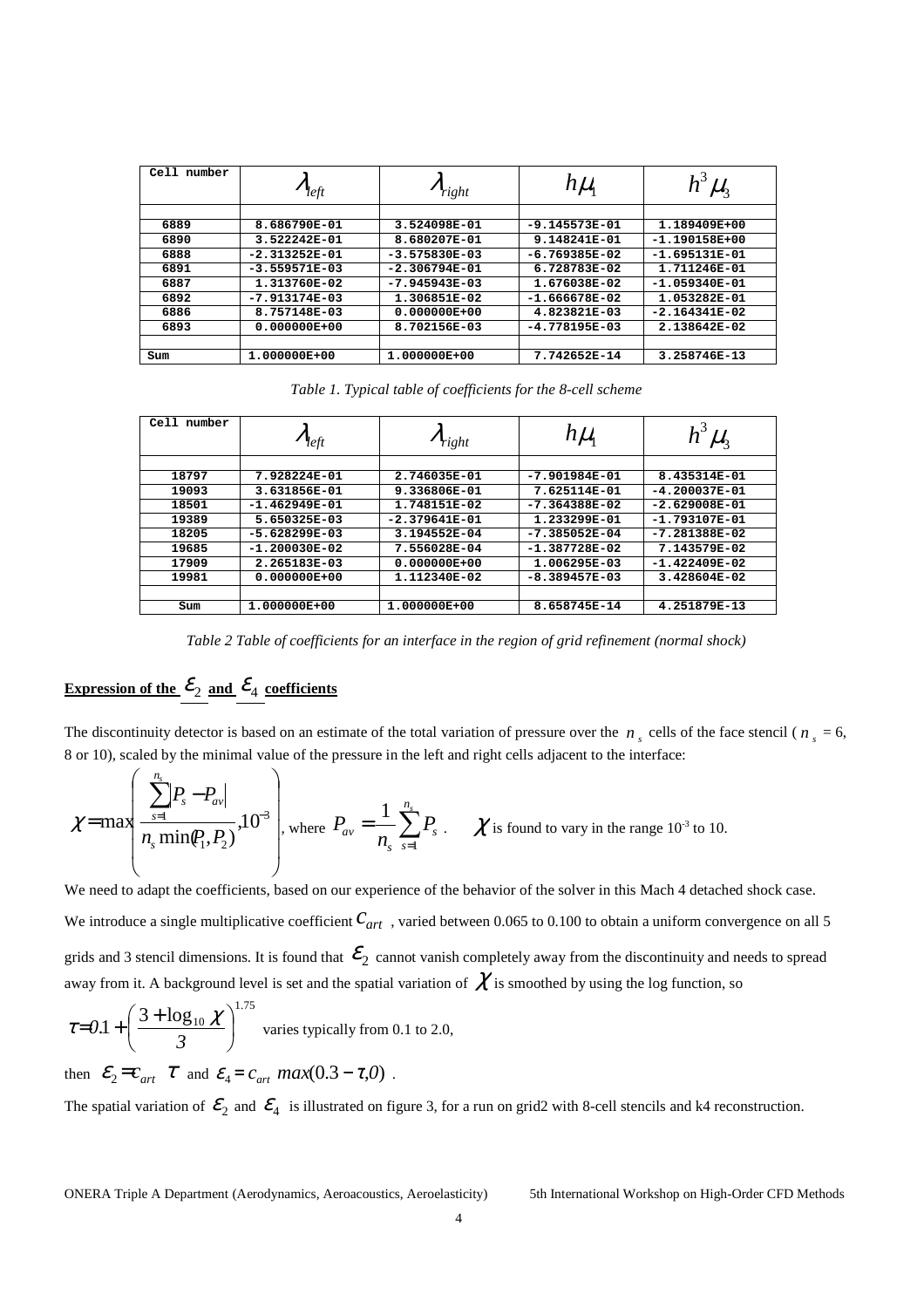| Cell number | $\lambda_{left}$ | $\lambda_{right}$ | $h\mu_1$ | $h^3\mu_3$ |
|---|---|---|---|---|
| 6889 | 8.686790E-01 | 3.524098E-01 | -9.145573E-01 | 1.189409E+00 |
| 6890 | 3.522242E-01 | 8.680207E-01 | 9.148241E-01 | -1.190158E+00 |
| 6888 | -2.313252E-01 | -3.575830E-03 | -6.769385E-02 | -1.695131E-01 |
| 6891 | -3.559571E-03 | -2.306794E-01 | 6.728783E-02 | 1.711246E-01 |
| 6887 | 1.313760E-02 | -7.945943E-03 | 1.676038E-02 | -1.059340E-01 |
| 6892 | -7.913174E-03 | 1.306851E-02 | -1.666678E-02 | 1.053282E-01 |
| 6886 | 8.757148E-03 | 0.000000E+00 | 4.823821E-03 | -2.164341E-02 |
| 6893 | 0.000000E+00 | 8.702156E-03 | -4.778195E-03 | 2.138642E-02 |
| Sum | 1.000000E+00 | 1.000000E+00 | 7.742652E-14 | 3.258746E-13 |

*Table 1. Typical table of coefficients for the 8-cell scheme*

| Cell number | $\lambda_{left}$ | $\lambda_{right}$ | $h\mu_1$ | $h^3\mu_3$ |
|---|---|---|---|---|
| 18797 | 7.928224E-01 | 2.746035E-01 | -7.901984E-01 | 8.435314E-01 |
| 19093 | 3.631856E-01 | 9.336806E-01 | 7.625114E-01 | -4.200037E-01 |
| 18501 | -1.462949E-01 | 1.748151E-02 | -7.364388E-02 | -2.629008E-01 |
| 19389 | 5.650325E-03 | -2.379641E-01 | 1.233299E-01 | -1.793107E-01 |
| 18205 | -5.628299E-03 | 3.194552E-04 | -7.385052E-04 | -7.281388E-02 |
| 19685 | -1.200030E-02 | 7.556028E-04 | -1.387728E-02 | 7.143579E-02 |
| 17909 | 2.265183E-03 | 0.000000E+00 | 1.006295E-03 | -1.422409E-02 |
| 19981 | 0.000000E+00 | 1.112340E-02 | -8.389457E-03 | 3.428604E-02 |
| Sum | 1.000000E+00 | 1.000000E+00 | 8.658745E-14 | 4.251879E-13 |

*Table 2 Table of coefficients for an interface in the region of grid refinement (normal shock)*

## Expression of the $\varepsilon_2$ and $\varepsilon_4$ coefficients

The discontinuity detector is based on an estimate of the total variation of pressure over the $n_s$ cells of the face stencil ( $n_s$ = 6, 8 or 10), scaled by the minimal value of the pressure in the left and right cells adjacent to the interface:

$$\chi = \max\left( \frac{\sum_{s=1}^{n_s} |P_s - P_{av}|}{n_s \min(P_1, P_2)}, 10^{-3} \right), \text{ where } P_{av} = \frac{1}{n_s}\sum_{s=1}^{n_s} P_s .$$

$\chi$ is found to vary in the range $10^{-3}$ to 10.

We need to adapt the coefficients, based on our experience of the behavior of the solver in this Mach 4 detached shock case. We introduce a single multiplicative coefficient $c_{art}$ , varied between 0.065 to 0.100 to obtain a uniform convergence on all 5 grids and 3 stencil dimensions. It is found that $\varepsilon_2$ cannot vanish completely away from the discontinuity and needs to spread away from it. A background level is set and the spatial variation of $\chi$ is smoothed by using the log function, so

$$\tau = 0.1 + \left( \frac{3 + \log_{10} \chi}{3} \right)^{1.75}$$

varies typically from 0.1 to 2.0,

then $\varepsilon_2 = c_{art}\ \tau$ and $\varepsilon_4 = c_{art}\ max(0.3 - \tau, 0)$ .

The spatial variation of $\varepsilon_2$ and $\varepsilon_4$ is illustrated on figure 3, for a run on grid2 with 8-cell stencils and k4 reconstruction.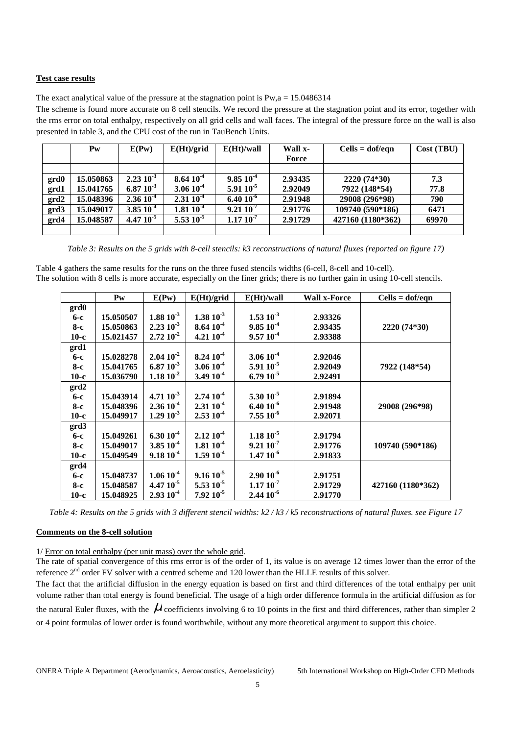**Test case results**

The exact analytical value of the pressure at the stagnation point is $P_{w,a}$ = 15.0486314

The scheme is found more accurate on 8 cell stencils. We record the pressure at the stagnation point and its error, together with the rms error on total enthalpy, respectively on all grid cells and wall faces. The integral of the pressure force on the wall is also presented in table 3, and the CPU cost of the run in TauBench Units.

| | Pw | E(Pw) | E(Ht)/grid | E(Ht)/wall | Wall x-Force | Cells = dof/eqn | Cost (TBU) |
|---|---|---|---|---|---|---|---|
| **grd0** | **15.050863** | **$2.23\ 10^{-3}$** | **$8.64\ 10^{-4}$** | **$9.85\ 10^{-4}$** | **2.93435** | **2220 (74*30)** | **7.3** |
| **grd1** | **15.041765** | **$6.87\ 10^{-3}$** | **$3.06\ 10^{-4}$** | **$5.91\ 10^{-5}$** | **2.92049** | **7922 (148*54)** | **77.8** |
| **grd2** | **15.048396** | **$2.36\ 10^{-4}$** | **$2.31\ 10^{-4}$** | **$6.40\ 10^{-6}$** | **2.91948** | **29008 (296*98)** | **790** |
| **grd3** | **15.049017** | **$3.85\ 10^{-4}$** | **$1.81\ 10^{-4}$** | **$9.21\ 10^{-7}$** | **2.91776** | **109740 (590*186)** | **6471** |
| **grd4** | **15.048587** | **$4.47\ 10^{-5}$** | **$5.53\ 10^{-5}$** | **$1.17\ 10^{-7}$** | **2.91729** | **427160 (1180*362)** | **69970** |

*Table 3: Results on the 5 grids with 8-cell stencils: k3 reconstructions of natural fluxes (reported on figure 17)*

Table 4 gathers the same results for the runs on the three fused stencils widths (6-cell, 8-cell and 10-cell).
The solution with 8 cells is more accurate, especially on the finer grids; there is no further gain in using 10-cell stencils.

| | Pw | E(Pw) | E(Ht)/grid | E(Ht)/wall | Wall x-Force | Cells = dof/eqn |
|---|---|---|---|---|---|---|
| **grd0** | | | | | | |
| **6-c** | **15.050507** | **$1.88\ 10^{-3}$** | **$1.38\ 10^{-3}$** | **$1.53\ 10^{-3}$** | **2.93326** | |
| **8-c** | **15.050863** | **$2.23\ 10^{-3}$** | **$8.64\ 10^{-4}$** | **$9.85\ 10^{-4}$** | **2.93435** | **2220 (74*30)** |
| **10-c** | **15.021457** | **$2.72\ 10^{-2}$** | **$4.21\ 10^{-4}$** | **$9.57\ 10^{-4}$** | **2.93388** | |
| **grd1** | | | | | | |
| **6-c** | **15.028278** | **$2.04\ 10^{-2}$** | **$8.24\ 10^{-4}$** | **$3.06\ 10^{-4}$** | **2.92046** | |
| **8-c** | **15.041765** | **$6.87\ 10^{-3}$** | **$3.06\ 10^{-4}$** | **$5.91\ 10^{-5}$** | **2.92049** | **7922 (148*54)** |
| **10-c** | **15.036790** | **$1.18\ 10^{-2}$** | **$3.49\ 10^{-4}$** | **$6.79\ 10^{-5}$** | **2.92491** | |
| **grd2** | | | | | | |
| **6-c** | **15.043914** | **$4.71\ 10^{-3}$** | **$2.74\ 10^{-4}$** | **$5.30\ 10^{-5}$** | **2.91894** | |
| **8-c** | **15.048396** | **$2.36\ 10^{-4}$** | **$2.31\ 10^{-4}$** | **$6.40\ 10^{-6}$** | **2.91948** | **29008 (296*98)** |
| **10-c** | **15.049917** | **$1.29\ 10^{-3}$** | **$2.53\ 10^{-4}$** | **$7.55\ 10^{-6}$** | **2.92071** | |
| **grd3** | | | | | | |
| **6-c** | **15.049261** | **$6.30\ 10^{-4}$** | **$2.12\ 10^{-4}$** | **$1.18\ 10^{-5}$** | **2.91794** | |
| **8-c** | **15.049017** | **$3.85\ 10^{-4}$** | **$1.81\ 10^{-4}$** | **$9.21\ 10^{-7}$** | **2.91776** | **109740 (590*186)** |
| **10-c** | **15.049549** | **$9.18\ 10^{-4}$** | **$1.59\ 10^{-4}$** | **$1.47\ 10^{-6}$** | **2.91833** | |
| **grd4** | | | | | | |
| **6-c** | **15.048737** | **$1.06\ 10^{-4}$** | **$9.16\ 10^{-5}$** | **$2.90\ 10^{-6}$** | **2.91751** | |
| **8-c** | **15.048587** | **$4.47\ 10^{-5}$** | **$5.53\ 10^{-5}$** | **$1.17\ 10^{-7}$** | **2.91729** | **427160 (1180*362)** |
| **10-c** | **15.048925** | **$2.93\ 10^{-4}$** | **$7.92\ 10^{-5}$** | **$2.44\ 10^{-6}$** | **2.91770** | |

*Table 4: Results on the 5 grids with 3 different stencil widths: k2 / k3 / k5 reconstructions of natural fluxes. see Figure 17*

**Comments on the 8-cell solution**

1/ Error on total enthalpy (per unit mass) over the whole grid.

The rate of spatial convergence of this rms error is of the order of 1, its value is on average 12 times lower than the error of the reference 2nd order FV solver with a centred scheme and 120 lower than the HLLE results of this solver.

The fact that the artificial diffusion in the energy equation is based on first and third differences of the total enthalpy per unit volume rather than total energy is found beneficial. The usage of a high order difference formula in the artificial diffusion as for the natural Euler fluxes, with the $\mu$ coefficients involving 6 to 10 points in the first and third differences, rather than simpler 2 or 4 point formulas of lower order is found worthwhile, without any more theoretical argument to support this choice.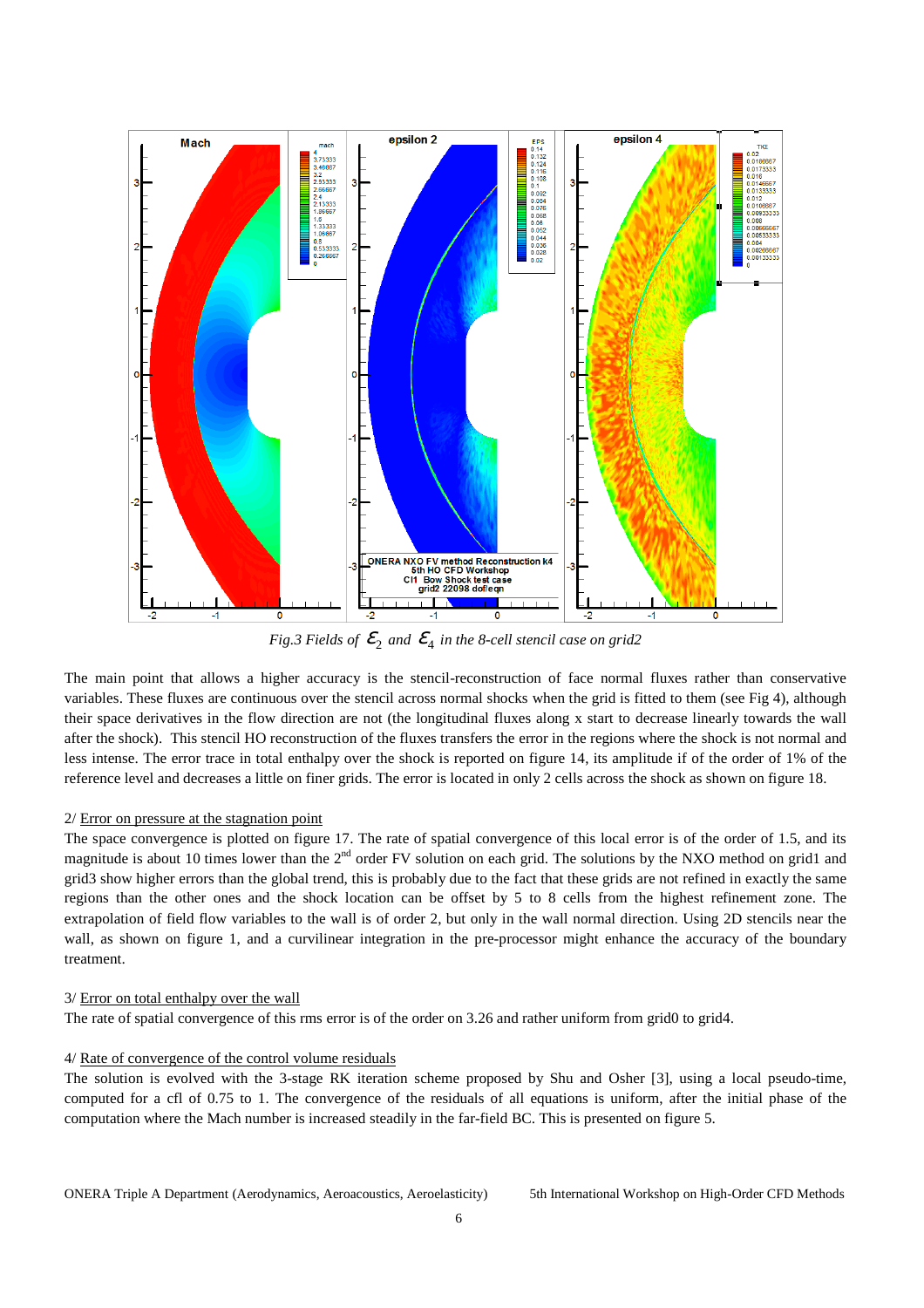*Fig.3 Fields of $\varepsilon_2$ and $\varepsilon_4$ in the 8-cell stencil case on grid2*

The main point that allows a higher accuracy is the stencil-reconstruction of face normal fluxes rather than conservative variables. These fluxes are continuous over the stencil across normal shocks when the grid is fitted to them (see Fig 4), although their space derivatives in the flow direction are not (the longitudinal fluxes along x start to decrease linearly towards the wall after the shock). This stencil HO reconstruction of the fluxes transfers the error in the regions where the shock is not normal and less intense. The error trace in total enthalpy over the shock is reported on figure 14, its amplitude if of the order of 1% of the reference level and decreases a little on finer grids. The error is located in only 2 cells across the shock as shown on figure 18.

2/ Error on pressure at the stagnation point

The space convergence is plotted on figure 17. The rate of spatial convergence of this local error is of the order of 1.5, and its magnitude is about 10 times lower than the 2nd order FV solution on each grid. The solutions by the NXO method on grid1 and grid3 show higher errors than the global trend, this is probably due to the fact that these grids are not refined in exactly the same regions than the other ones and the shock location can be offset by 5 to 8 cells from the highest refinement zone. The extrapolation of field flow variables to the wall is of order 2, but only in the wall normal direction. Using 2D stencils near the wall, as shown on figure 1, and a curvilinear integration in the pre-processor might enhance the accuracy of the boundary treatment.

3/ Error on total enthalpy over the wall

The rate of spatial convergence of this rms error is of the order on 3.26 and rather uniform from grid0 to grid4.

4/ Rate of convergence of the control volume residuals

The solution is evolved with the 3-stage RK iteration scheme proposed by Shu and Osher [3], using a local pseudo-time, computed for a cfl of 0.75 to 1. The convergence of the residuals of all equations is uniform, after the initial phase of the computation where the Mach number is increased steadily in the far-field BC. This is presented on figure 5.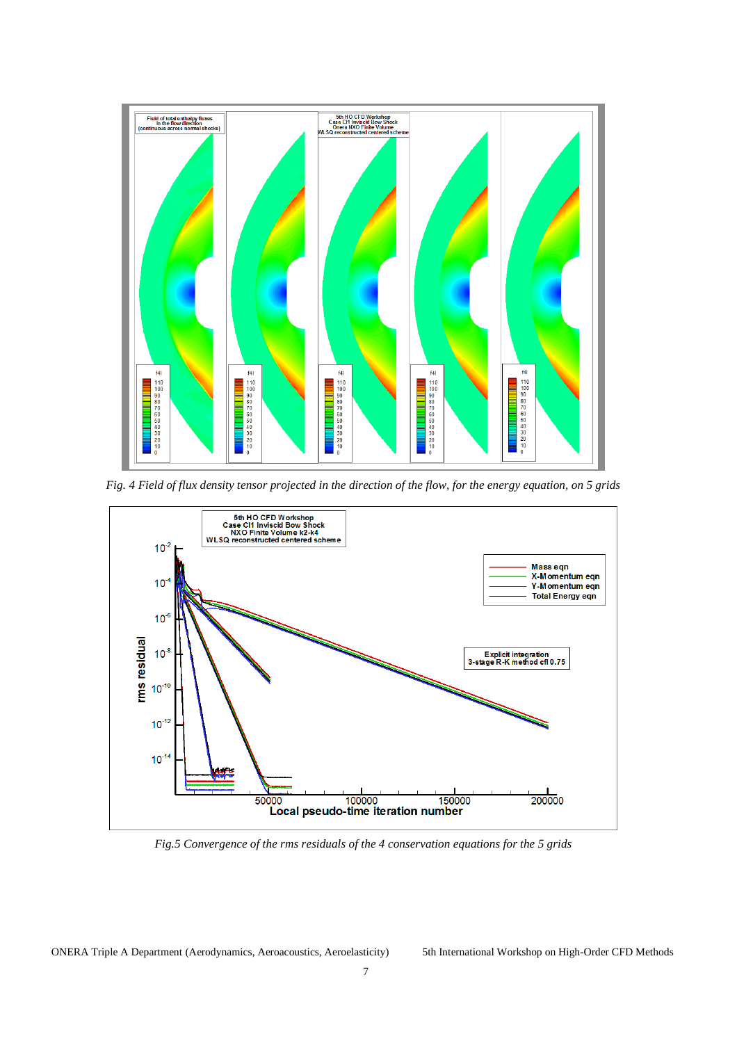*Fig. 4 Field of flux density tensor projected in the direction of the flow, for the energy equation, on 5 grids*

*Fig.5 Convergence of the rms residuals of the 4 conservation equations for the 5 grids*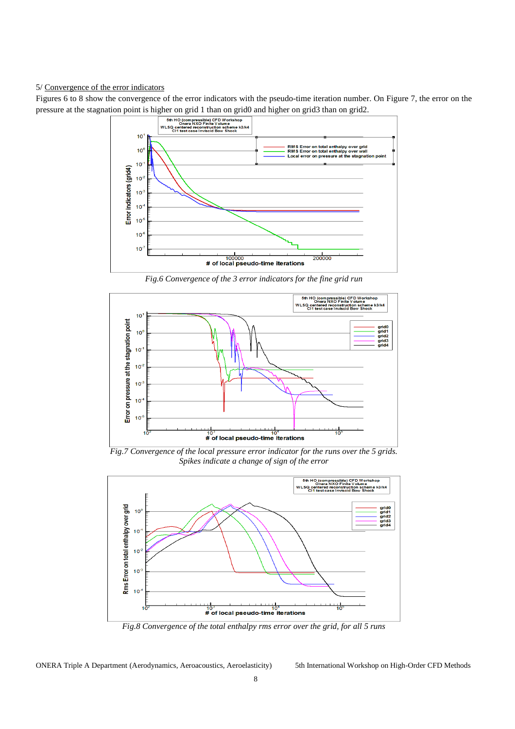5/ Convergence of the error indicators

Figures 6 to 8 show the convergence of the error indicators with the pseudo-time iteration number. On Figure 7, the error on the pressure at the stagnation point is higher on grid 1 than on grid0 and higher on grid3 than on grid2.

*Fig.6 Convergence of the 3 error indicators for the fine grid run*

*Fig.7 Convergence of the local pressure error indicator for the runs over the 5 grids. Spikes indicate a change of sign of the error*

*Fig.8 Convergence of the total enthalpy rms error over the grid, for all 5 runs*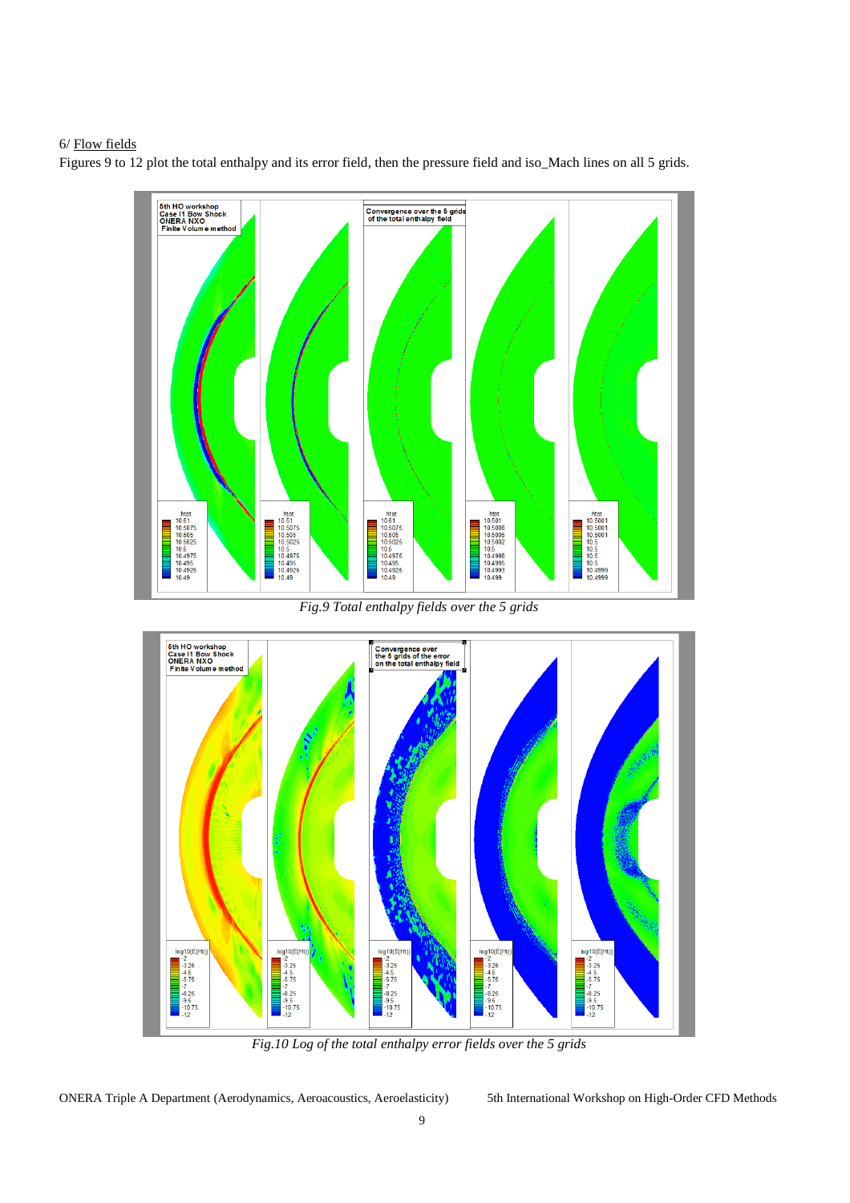6/ Flow fields

Figures 9 to 12 plot the total enthalpy and its error field, then the pressure field and iso_Mach lines on all 5 grids.

*Fig.9 Total enthalpy fields over the 5 grids*

*Fig.10 Log of the total enthalpy error fields over the 5 grids*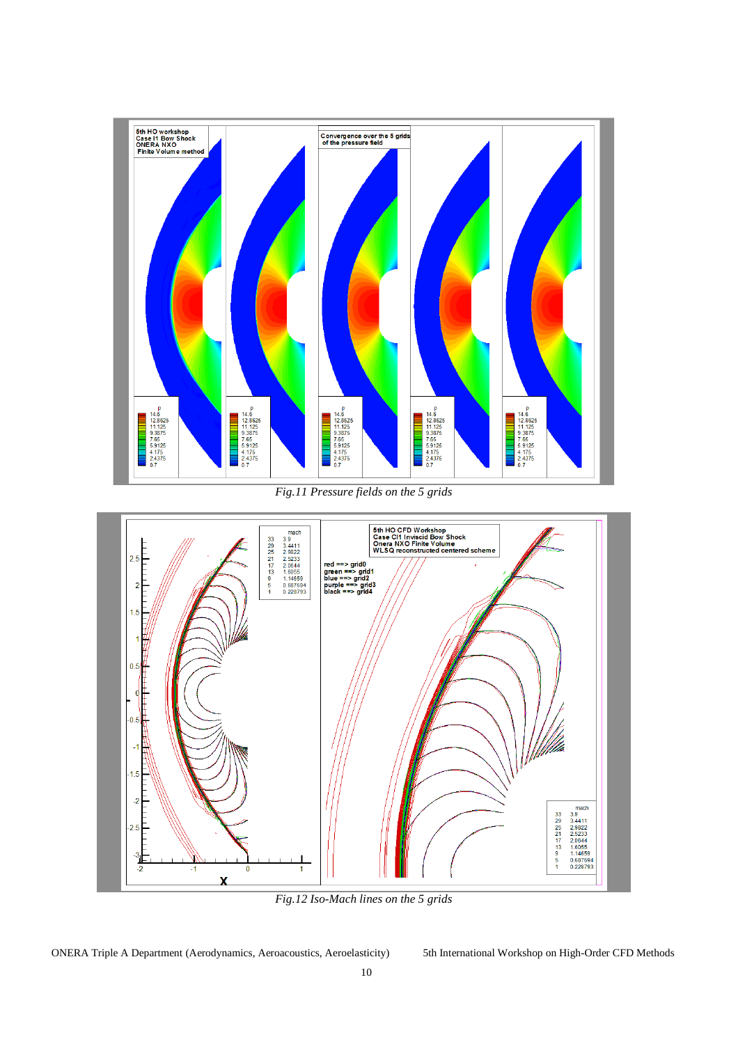*Fig.11 Pressure fields on the 5 grids*

*Fig.12 Iso-Mach lines on the 5 grids*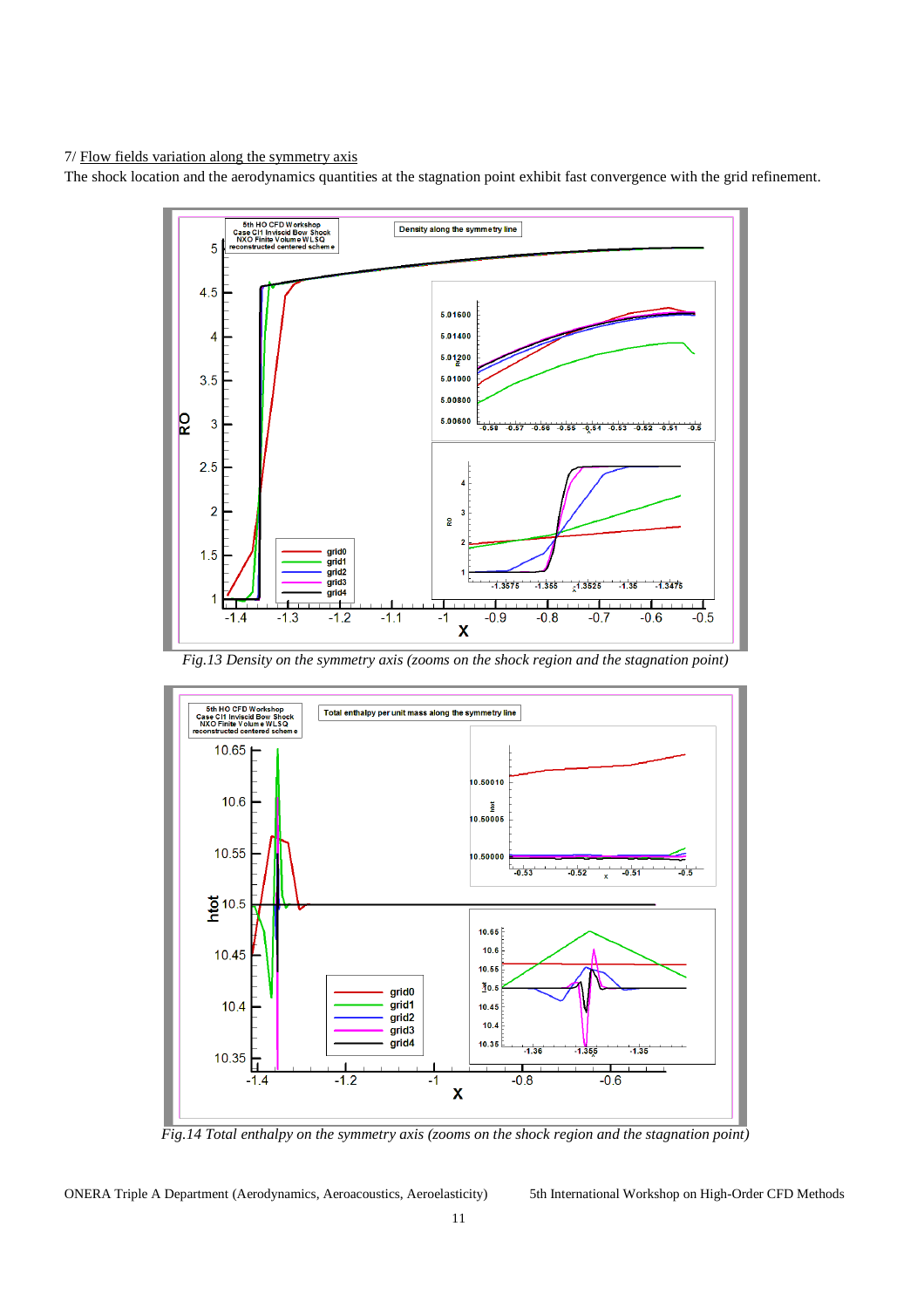7/ Flow fields variation along the symmetry axis

The shock location and the aerodynamics quantities at the stagnation point exhibit fast convergence with the grid refinement.

*Fig.13 Density on the symmetry axis (zooms on the shock region and the stagnation point)*

*Fig.14 Total enthalpy on the symmetry axis (zooms on the shock region and the stagnation point)*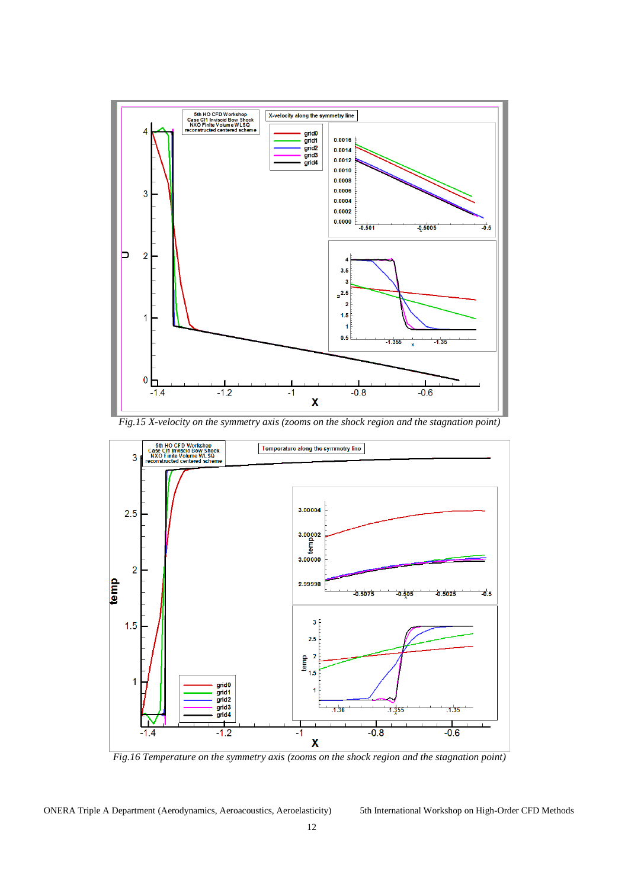*Fig.15 X-velocity on the symmetry axis (zooms on the shock region and the stagnation point)*

*Fig.16 Temperature on the symmetry axis (zooms on the shock region and the stagnation point)*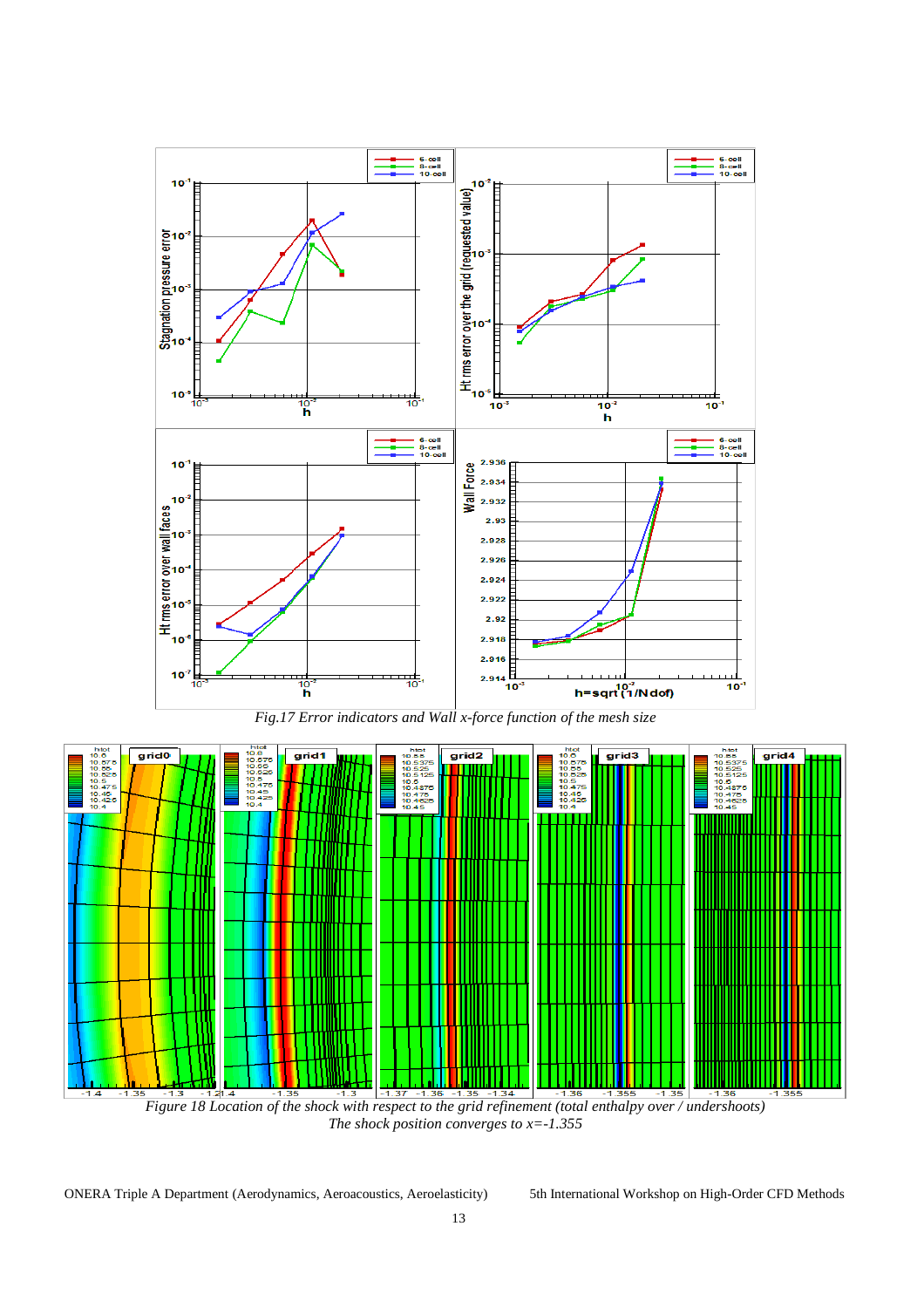Fig.17 Error indicators and Wall x-force function of the mesh size

Figure 18 Location of the shock with respect to the grid refinement (total enthalpy over / undershoots)
The shock position converges to x=-1.355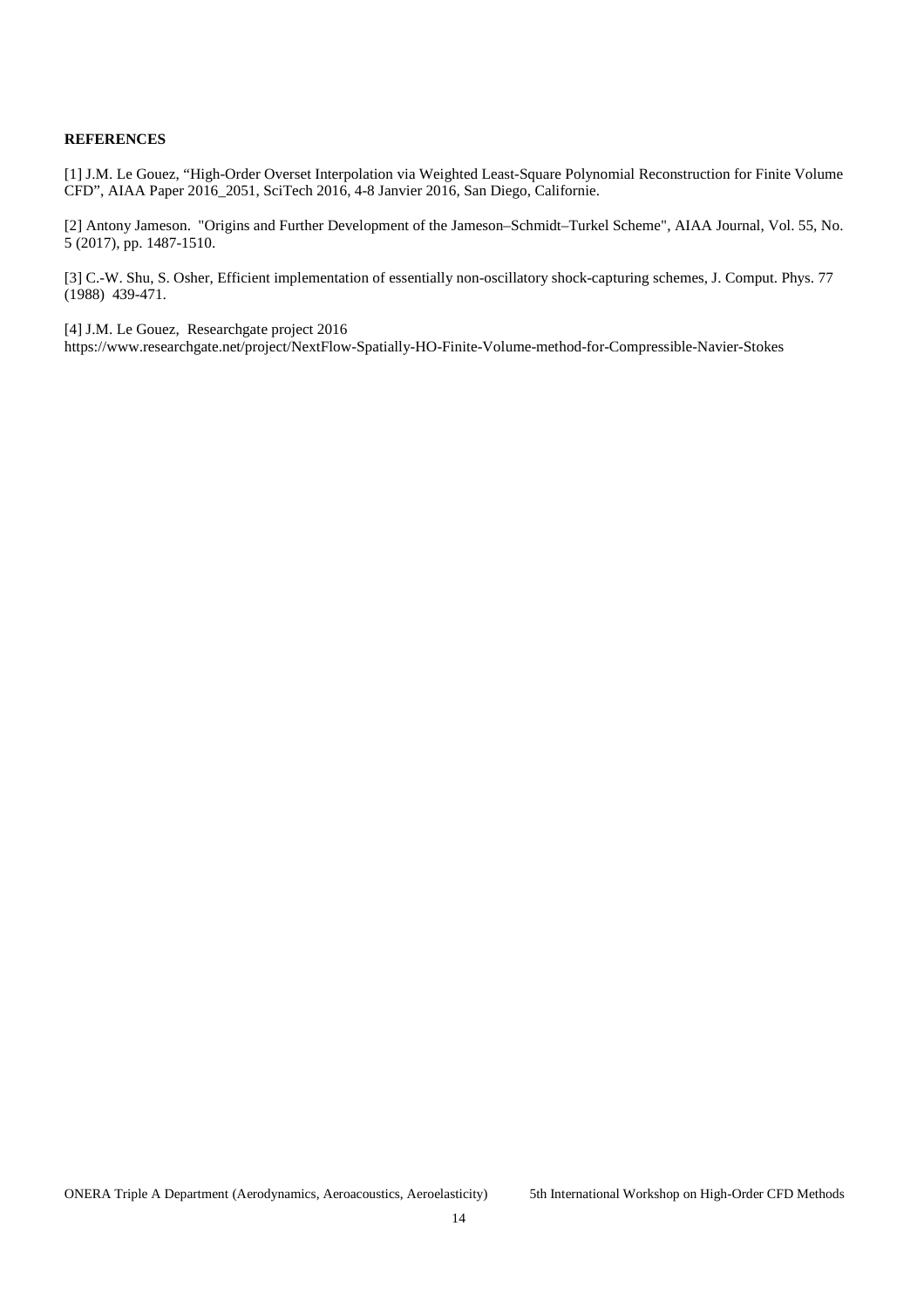**REFERENCES**

[1] J.M. Le Gouez, “High-Order Overset Interpolation via Weighted Least-Square Polynomial Reconstruction for Finite Volume CFD”, AIAA Paper 2016_2051, SciTech 2016, 4-8 Janvier 2016, San Diego, Californie.

[2] Antony Jameson. "Origins and Further Development of the Jameson–Schmidt–Turkel Scheme", AIAA Journal, Vol. 55, No. 5 (2017), pp. 1487-1510.

[3] C.-W. Shu, S. Osher, Efficient implementation of essentially non-oscillatory shock-capturing schemes, J. Comput. Phys. 77 (1988) 439-471.

[4] J.M. Le Gouez, Researchgate project 2016
https://www.researchgate.net/project/NextFlow-Spatially-HO-Finite-Volume-method-for-Compressible-Navier-Stokes